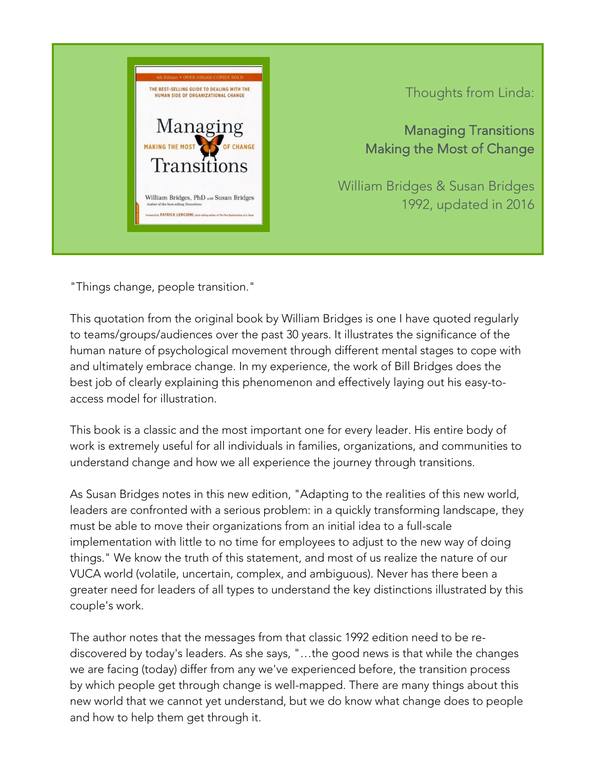Thoughts from Linda:

## Managing Transitions
## Making the Most of Change

William Bridges & Susan Bridges
1992, updated in 2016

"Things change, people transition."

This quotation from the original book by William Bridges is one I have quoted regularly to teams/groups/audiences over the past 30 years. It illustrates the significance of the human nature of psychological movement through different mental stages to cope with and ultimately embrace change. In my experience, the work of Bill Bridges does the best job of clearly explaining this phenomenon and effectively laying out his easy-to-access model for illustration.

This book is a classic and the most important one for every leader. His entire body of work is extremely useful for all individuals in families, organizations, and communities to understand change and how we all experience the journey through transitions.

As Susan Bridges notes in this new edition, "Adapting to the realities of this new world, leaders are confronted with a serious problem: in a quickly transforming landscape, they must be able to move their organizations from an initial idea to a full-scale implementation with little to no time for employees to adjust to the new way of doing things." We know the truth of this statement, and most of us realize the nature of our VUCA world (volatile, uncertain, complex, and ambiguous). Never has there been a greater need for leaders of all types to understand the key distinctions illustrated by this couple's work.

The author notes that the messages from that classic 1992 edition need to be re-discovered by today's leaders. As she says, "…the good news is that while the changes we are facing (today) differ from any we've experienced before, the transition process by which people get through change is well-mapped. There are many things about this new world that we cannot yet understand, but we do know what change does to people and how to help them get through it.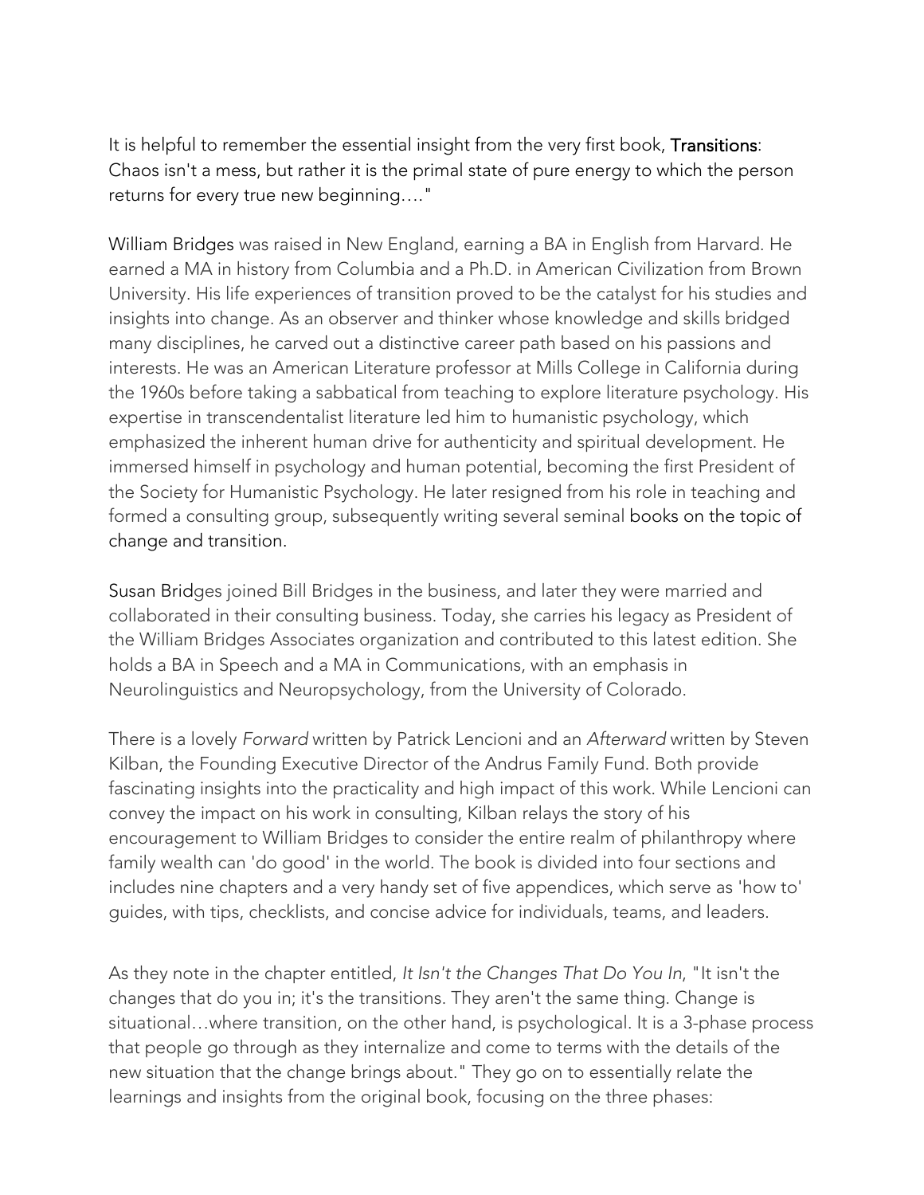It is helpful to remember the essential insight from the very first book, Transitions: Chaos isn't a mess, but rather it is the primal state of pure energy to which the person returns for every true new beginning…."

William Bridges was raised in New England, earning a BA in English from Harvard. He earned a MA in history from Columbia and a Ph.D. in American Civilization from Brown University. His life experiences of transition proved to be the catalyst for his studies and insights into change. As an observer and thinker whose knowledge and skills bridged many disciplines, he carved out a distinctive career path based on his passions and interests. He was an American Literature professor at Mills College in California during the 1960s before taking a sabbatical from teaching to explore literature psychology. His expertise in transcendentalist literature led him to humanistic psychology, which emphasized the inherent human drive for authenticity and spiritual development. He immersed himself in psychology and human potential, becoming the first President of the Society for Humanistic Psychology. He later resigned from his role in teaching and formed a consulting group, subsequently writing several seminal books on the topic of change and transition.

Susan Bridges joined Bill Bridges in the business, and later they were married and collaborated in their consulting business. Today, she carries his legacy as President of the William Bridges Associates organization and contributed to this latest edition. She holds a BA in Speech and a MA in Communications, with an emphasis in Neurolinguistics and Neuropsychology, from the University of Colorado.

There is a lovely *Forward* written by Patrick Lencioni and an *Afterward* written by Steven Kilban, the Founding Executive Director of the Andrus Family Fund. Both provide fascinating insights into the practicality and high impact of this work. While Lencioni can convey the impact on his work in consulting, Kilban relays the story of his encouragement to William Bridges to consider the entire realm of philanthropy where family wealth can 'do good' in the world. The book is divided into four sections and includes nine chapters and a very handy set of five appendices, which serve as 'how to' guides, with tips, checklists, and concise advice for individuals, teams, and leaders.

As they note in the chapter entitled, *It Isn't the Changes That Do You In*, "It isn't the changes that do you in; it's the transitions. They aren't the same thing. Change is situational…where transition, on the other hand, is psychological. It is a 3-phase process that people go through as they internalize and come to terms with the details of the new situation that the change brings about." They go on to essentially relate the learnings and insights from the original book, focusing on the three phases: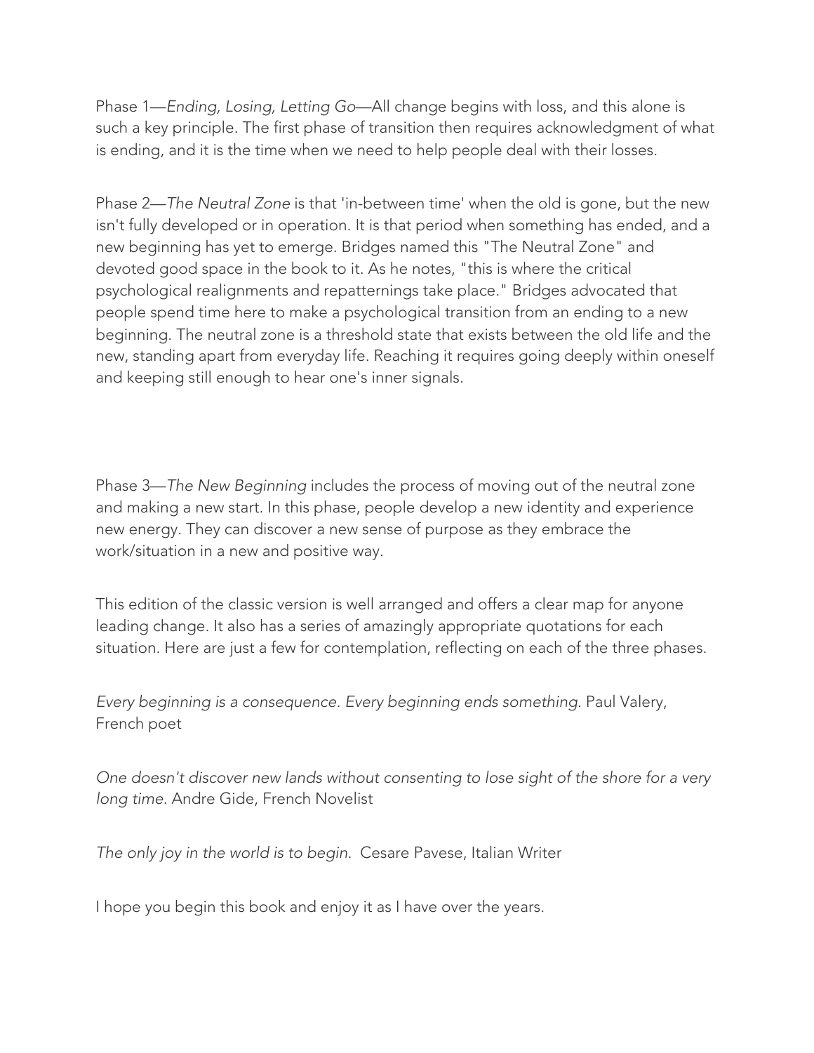Phase 1—*Ending, Losing, Letting Go*—All change begins with loss, and this alone is such a key principle. The first phase of transition then requires acknowledgment of what is ending, and it is the time when we need to help people deal with their losses.

Phase 2—*The Neutral Zone* is that 'in-between time' when the old is gone, but the new isn't fully developed or in operation. It is that period when something has ended, and a new beginning has yet to emerge. Bridges named this "The Neutral Zone" and devoted good space in the book to it. As he notes, "this is where the critical psychological realignments and repatternings take place." Bridges advocated that people spend time here to make a psychological transition from an ending to a new beginning. The neutral zone is a threshold state that exists between the old life and the new, standing apart from everyday life. Reaching it requires going deeply within oneself and keeping still enough to hear one's inner signals.

Phase 3—*The New Beginning* includes the process of moving out of the neutral zone and making a new start. In this phase, people develop a new identity and experience new energy. They can discover a new sense of purpose as they embrace the work/situation in a new and positive way.

This edition of the classic version is well arranged and offers a clear map for anyone leading change. It also has a series of amazingly appropriate quotations for each situation. Here are just a few for contemplation, reflecting on each of the three phases.

*Every beginning is a consequence. Every beginning ends something.* Paul Valery, French poet

*One doesn't discover new lands without consenting to lose sight of the shore for a very long time.* Andre Gide, French Novelist

*The only joy in the world is to begin.* Cesare Pavese, Italian Writer

I hope you begin this book and enjoy it as I have over the years.